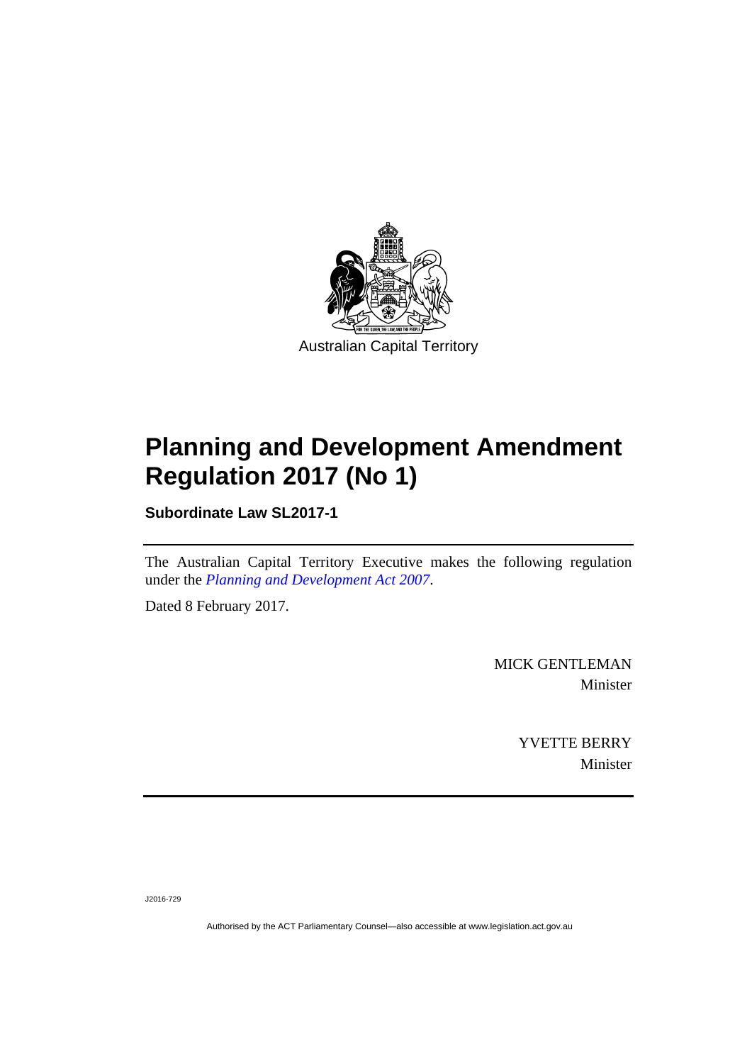Australian Capital Territory

# Planning and Development Amendment Regulation 2017 (No 1)

**Subordinate Law SL2017-1**

The Australian Capital Territory Executive makes the following regulation under the *Planning and Development Act 2007*.

Dated 8 February 2017.

MICK GENTLEMAN
Minister

YVETTE BERRY
Minister

J2016-729

Authorised by the ACT Parliamentary Counsel—also accessible at www.legislation.act.gov.au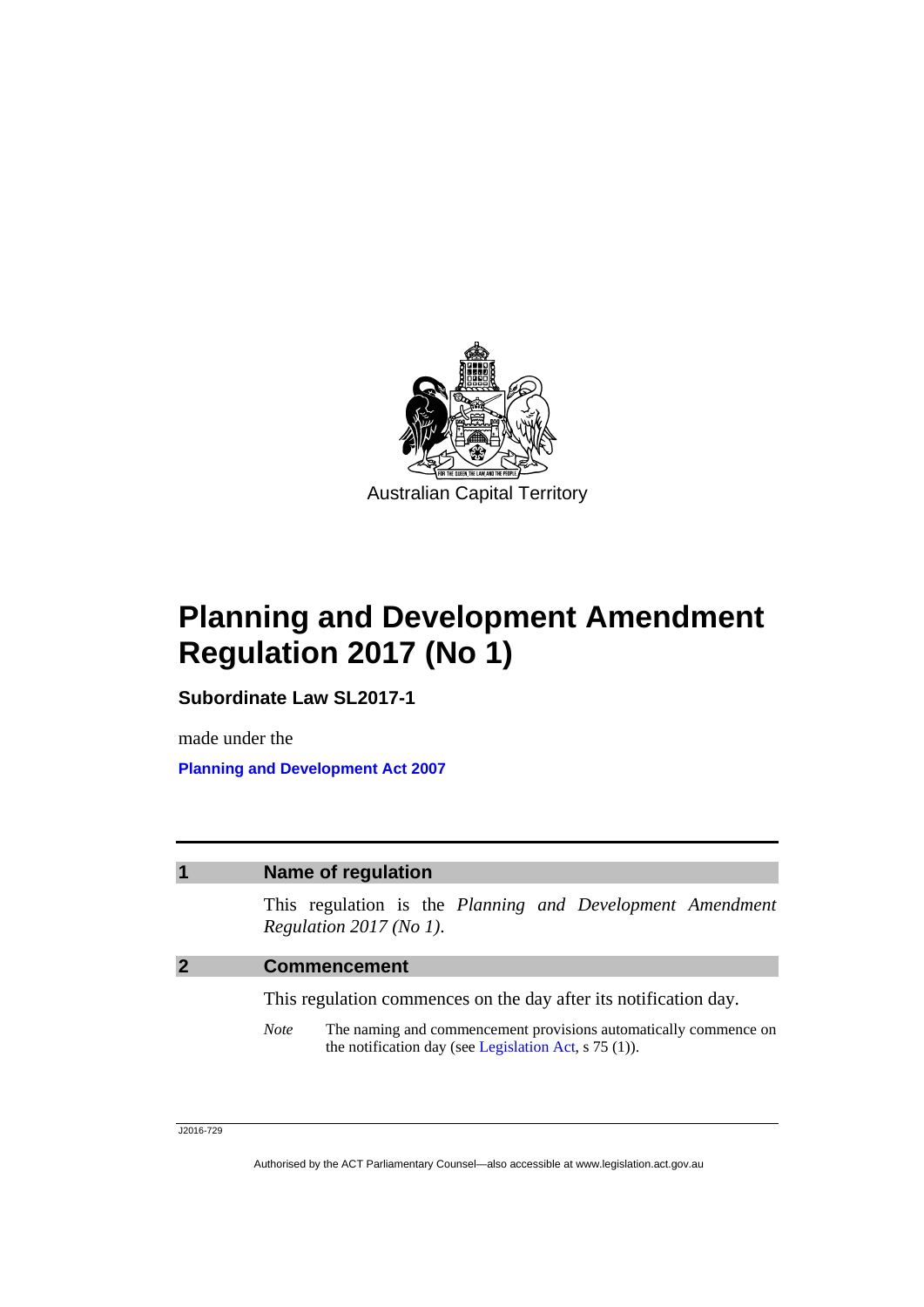Australian Capital Territory

# Planning and Development Amendment Regulation 2017 (No 1)

**Subordinate Law SL2017-1**

made under the

**Planning and Development Act 2007**

## 1 Name of regulation

This regulation is the *Planning and Development Amendment Regulation 2017 (No 1)*.

## 2 Commencement

This regulation commences on the day after its notification day.

*Note* The naming and commencement provisions automatically commence on the notification day (see Legislation Act, s 75 (1)).

J2016-729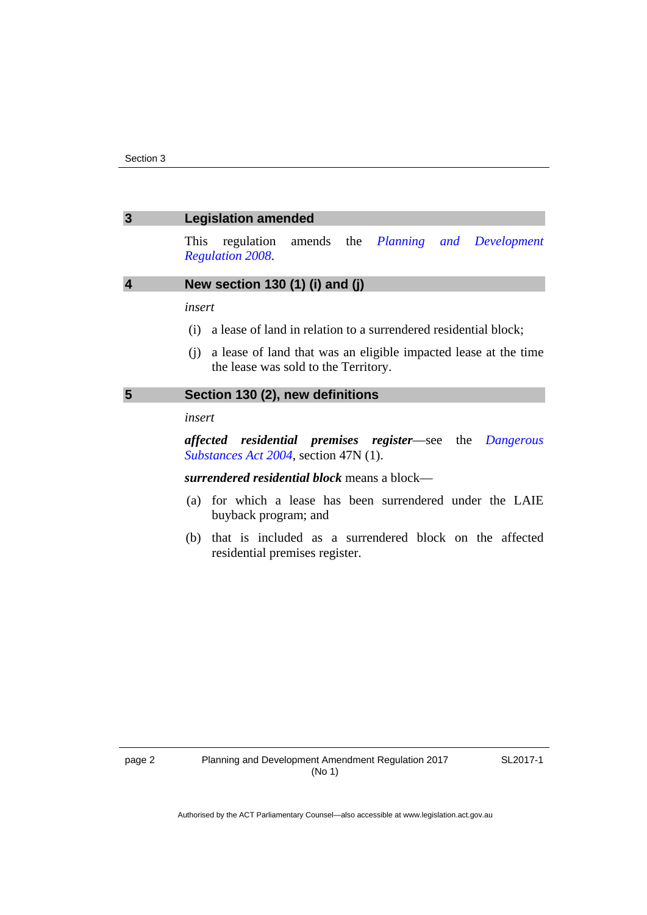## 3 Legislation amended

This regulation amends the *Planning and Development Regulation 2008*.

## 4 New section 130 (1) (i) and (j)

*insert*

(i) a lease of land in relation to a surrendered residential block;

(j) a lease of land that was an eligible impacted lease at the time the lease was sold to the Territory.

## 5 Section 130 (2), new definitions

*insert*

***affected residential premises register***—see the *Dangerous Substances Act 2004*, section 47N (1).

***surrendered residential block*** means a block—

(a) for which a lease has been surrendered under the LAIE buyback program; and

(b) that is included as a surrendered block on the affected residential premises register.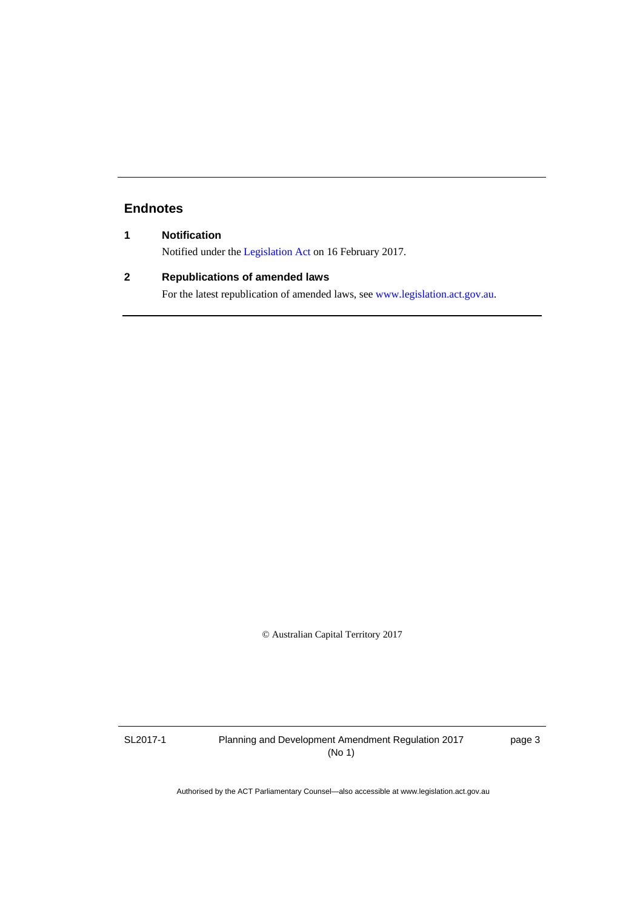## Endnotes

### 1 Notification

Notified under the Legislation Act on 16 February 2017.

### 2 Republications of amended laws

For the latest republication of amended laws, see www.legislation.act.gov.au.

© Australian Capital Territory 2017